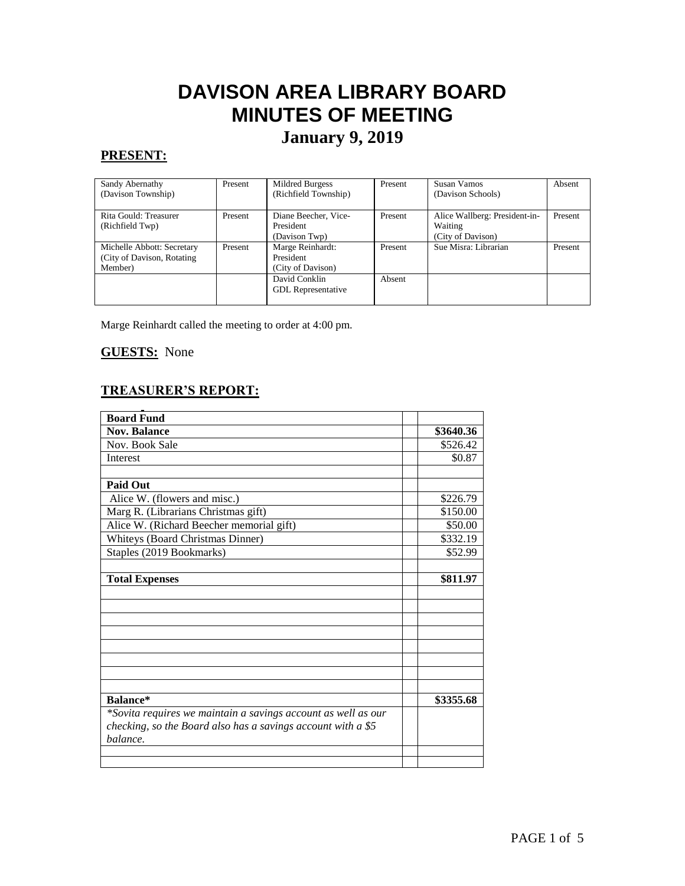# DAVISON AREA LIBRARY BOARD
# MINUTES OF MEETING
## January 9, 2019

**PRESENT:**

| | | | | | |
|---|---|---|---|---|---|
| Sandy Abernathy (Davison Township) | Present | Mildred Burgess (Richfield Township) | Present | Susan Vamos (Davison Schools) | Absent |
| Rita Gould: Treasurer (Richfield Twp) | Present | Diane Beecher, Vice-President (Davison Twp) | Present | Alice Wallberg: President-in-Waiting (City of Davison) | Present |
| Michelle Abbott: Secretary (City of Davison, Rotating Member) | Present | Marge Reinhardt: President (City of Davison) | Present | Sue Misra: Librarian | Present |
| | | David Conklin GDL Representative | Absent | | |

Marge Reinhardt called the meeting to order at 4:00 pm.

**GUESTS:** None

**TREASURER'S REPORT:**

| | | |
|---|---|---|
| **Board Fund** | | |
| **Nov. Balance** | | **$3640.36** |
| Nov. Book Sale | | $526.42 |
| Interest | | $0.87 |
| | | |
| **Paid Out** | | |
| Alice W. (flowers and misc.) | | $226.79 |
| Marg R. (Librarians Christmas gift) | | $150.00 |
| Alice W. (Richard Beecher memorial gift) | | $50.00 |
| Whiteys (Board Christmas Dinner) | | $332.19 |
| Staples (2019 Bookmarks) | | $52.99 |
| | | |
| **Total Expenses** | | **$811.97** |
| | | |
| | | |
| | | |
| | | |
| | | |
| | | |
| | | |
| | | |
| **Balance*** | | **$3355.68** |
| *\*Sovita requires we maintain a savings account as well as our checking, so the Board also has a savings account with a $5 balance.* | | |
| | | |
| | | |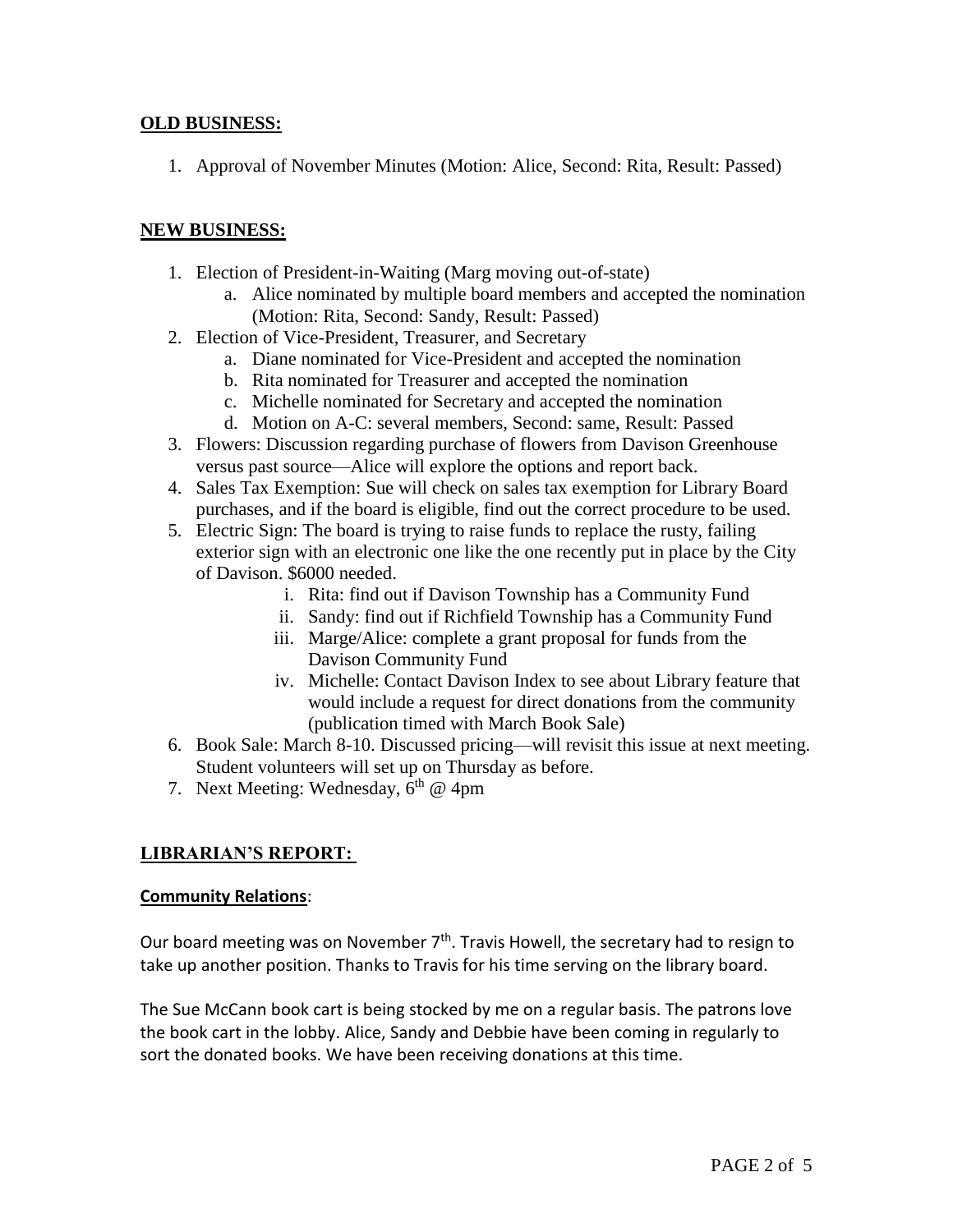## OLD BUSINESS:

1. Approval of November Minutes (Motion: Alice, Second: Rita, Result: Passed)

## NEW BUSINESS:

1. Election of President-in-Waiting (Marg moving out-of-state)
   a. Alice nominated by multiple board members and accepted the nomination (Motion: Rita, Second: Sandy, Result: Passed)
2. Election of Vice-President, Treasurer, and Secretary
   a. Diane nominated for Vice-President and accepted the nomination
   b. Rita nominated for Treasurer and accepted the nomination
   c. Michelle nominated for Secretary and accepted the nomination
   d. Motion on A-C: several members, Second: same, Result: Passed
3. Flowers: Discussion regarding purchase of flowers from Davison Greenhouse versus past source—Alice will explore the options and report back.
4. Sales Tax Exemption: Sue will check on sales tax exemption for Library Board purchases, and if the board is eligible, find out the correct procedure to be used.
5. Electric Sign: The board is trying to raise funds to replace the rusty, failing exterior sign with an electronic one like the one recently put in place by the City of Davison. $6000 needed.
   i. Rita: find out if Davison Township has a Community Fund
   ii. Sandy: find out if Richfield Township has a Community Fund
   iii. Marge/Alice: complete a grant proposal for funds from the Davison Community Fund
   iv. Michelle: Contact Davison Index to see about Library feature that would include a request for direct donations from the community (publication timed with March Book Sale)
6. Book Sale: March 8-10. Discussed pricing—will revisit this issue at next meeting. Student volunteers will set up on Thursday as before.
7. Next Meeting: Wednesday, 6th @ 4pm

## LIBRARIAN'S REPORT:

**Community Relations**:

Our board meeting was on November 7th. Travis Howell, the secretary had to resign to take up another position. Thanks to Travis for his time serving on the library board.

The Sue McCann book cart is being stocked by me on a regular basis. The patrons love the book cart in the lobby. Alice, Sandy and Debbie have been coming in regularly to sort the donated books. We have been receiving donations at this time.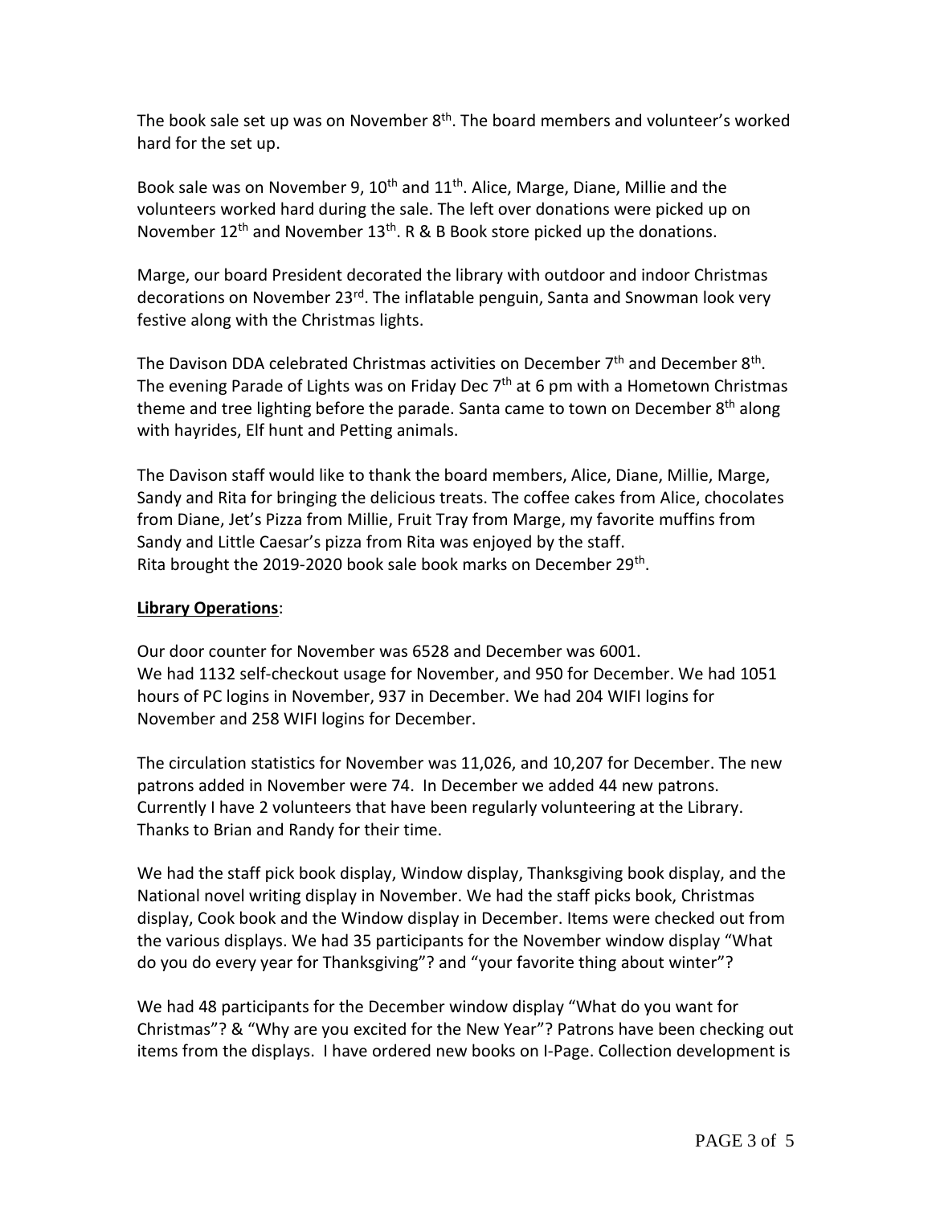The book sale set up was on November 8th. The board members and volunteer's worked hard for the set up.

Book sale was on November 9, 10th and 11th. Alice, Marge, Diane, Millie and the volunteers worked hard during the sale. The left over donations were picked up on November 12th and November 13th. R & B Book store picked up the donations.

Marge, our board President decorated the library with outdoor and indoor Christmas decorations on November 23rd. The inflatable penguin, Santa and Snowman look very festive along with the Christmas lights.

The Davison DDA celebrated Christmas activities on December 7th and December 8th. The evening Parade of Lights was on Friday Dec 7th at 6 pm with a Hometown Christmas theme and tree lighting before the parade. Santa came to town on December 8th along with hayrides, Elf hunt and Petting animals.

The Davison staff would like to thank the board members, Alice, Diane, Millie, Marge, Sandy and Rita for bringing the delicious treats. The coffee cakes from Alice, chocolates from Diane, Jet's Pizza from Millie, Fruit Tray from Marge, my favorite muffins from Sandy and Little Caesar's pizza from Rita was enjoyed by the staff.
Rita brought the 2019-2020 book sale book marks on December 29th.

**Library Operations**:

Our door counter for November was 6528 and December was 6001.
We had 1132 self-checkout usage for November, and 950 for December. We had 1051 hours of PC logins in November, 937 in December. We had 204 WIFI logins for November and 258 WIFI logins for December.

The circulation statistics for November was 11,026, and 10,207 for December. The new patrons added in November were 74. In December we added 44 new patrons. Currently I have 2 volunteers that have been regularly volunteering at the Library. Thanks to Brian and Randy for their time.

We had the staff pick book display, Window display, Thanksgiving book display, and the National novel writing display in November. We had the staff picks book, Christmas display, Cook book and the Window display in December. Items were checked out from the various displays. We had 35 participants for the November window display "What do you do every year for Thanksgiving"? and "your favorite thing about winter"?

We had 48 participants for the December window display "What do you want for Christmas"? & "Why are you excited for the New Year"? Patrons have been checking out items from the displays. I have ordered new books on I-Page. Collection development is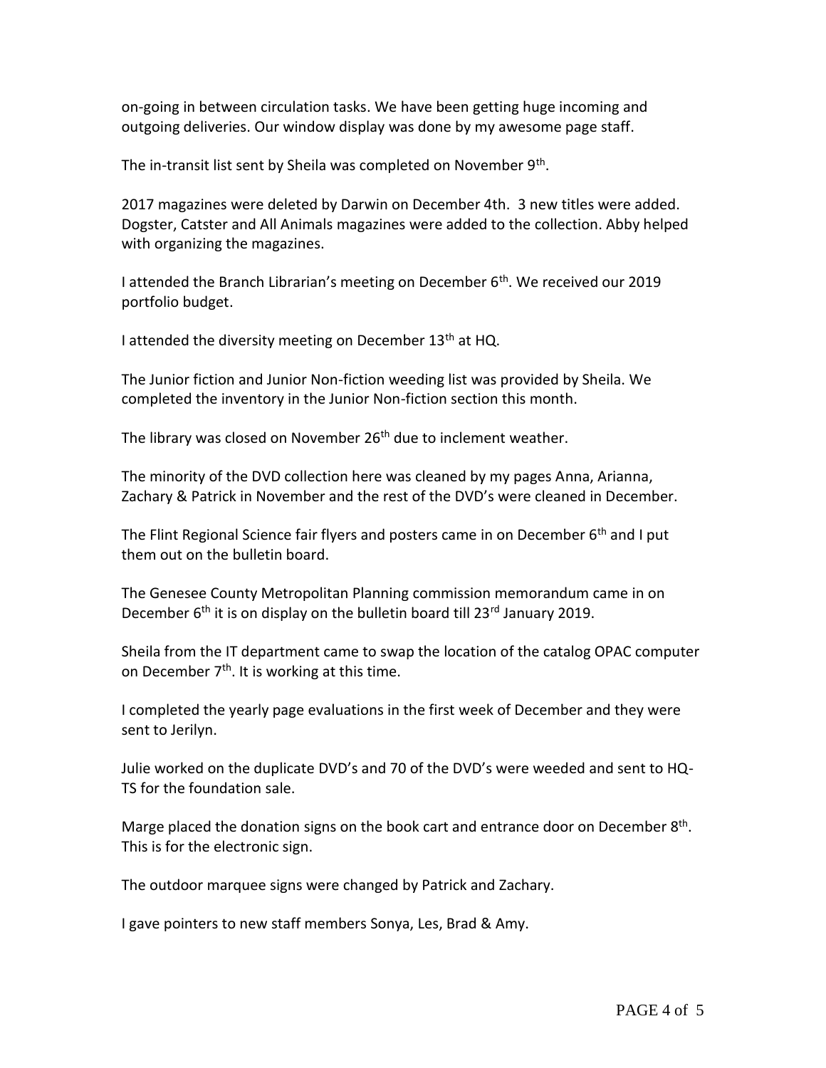on-going in between circulation tasks. We have been getting huge incoming and outgoing deliveries. Our window display was done by my awesome page staff.

The in-transit list sent by Sheila was completed on November 9th.

2017 magazines were deleted by Darwin on December 4th. 3 new titles were added. Dogster, Catster and All Animals magazines were added to the collection. Abby helped with organizing the magazines.

I attended the Branch Librarian's meeting on December 6th. We received our 2019 portfolio budget.

I attended the diversity meeting on December 13th at HQ.

The Junior fiction and Junior Non-fiction weeding list was provided by Sheila. We completed the inventory in the Junior Non-fiction section this month.

The library was closed on November 26th due to inclement weather.

The minority of the DVD collection here was cleaned by my pages Anna, Arianna, Zachary & Patrick in November and the rest of the DVD's were cleaned in December.

The Flint Regional Science fair flyers and posters came in on December 6th and I put them out on the bulletin board.

The Genesee County Metropolitan Planning commission memorandum came in on December 6th it is on display on the bulletin board till 23rd January 2019.

Sheila from the IT department came to swap the location of the catalog OPAC computer on December 7th. It is working at this time.

I completed the yearly page evaluations in the first week of December and they were sent to Jerilyn.

Julie worked on the duplicate DVD's and 70 of the DVD's were weeded and sent to HQ-TS for the foundation sale.

Marge placed the donation signs on the book cart and entrance door on December 8th. This is for the electronic sign.

The outdoor marquee signs were changed by Patrick and Zachary.

I gave pointers to new staff members Sonya, Les, Brad & Amy.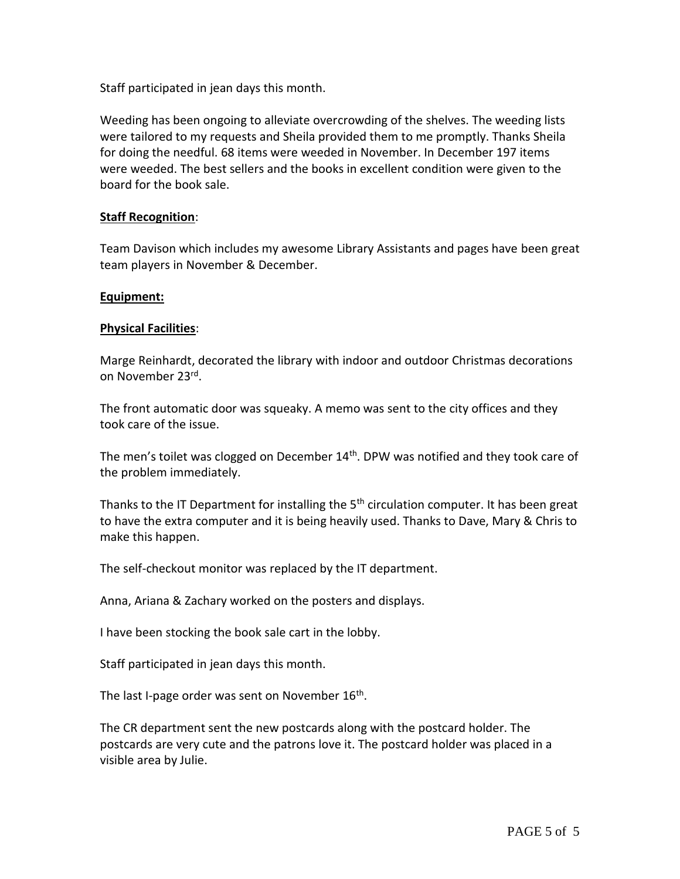Staff participated in jean days this month.

Weeding has been ongoing to alleviate overcrowding of the shelves. The weeding lists were tailored to my requests and Sheila provided them to me promptly. Thanks Sheila for doing the needful. 68 items were weeded in November. In December 197 items were weeded. The best sellers and the books in excellent condition were given to the board for the book sale.

**Staff Recognition**:

Team Davison which includes my awesome Library Assistants and pages have been great team players in November & December.

**Equipment:**

**Physical Facilities**:

Marge Reinhardt, decorated the library with indoor and outdoor Christmas decorations on November 23rd.

The front automatic door was squeaky. A memo was sent to the city offices and they took care of the issue.

The men's toilet was clogged on December 14th. DPW was notified and they took care of the problem immediately.

Thanks to the IT Department for installing the 5th circulation computer. It has been great to have the extra computer and it is being heavily used. Thanks to Dave, Mary & Chris to make this happen.

The self-checkout monitor was replaced by the IT department.

Anna, Ariana & Zachary worked on the posters and displays.

I have been stocking the book sale cart in the lobby.

Staff participated in jean days this month.

The last I-page order was sent on November 16th.

The CR department sent the new postcards along with the postcard holder. The postcards are very cute and the patrons love it. The postcard holder was placed in a visible area by Julie.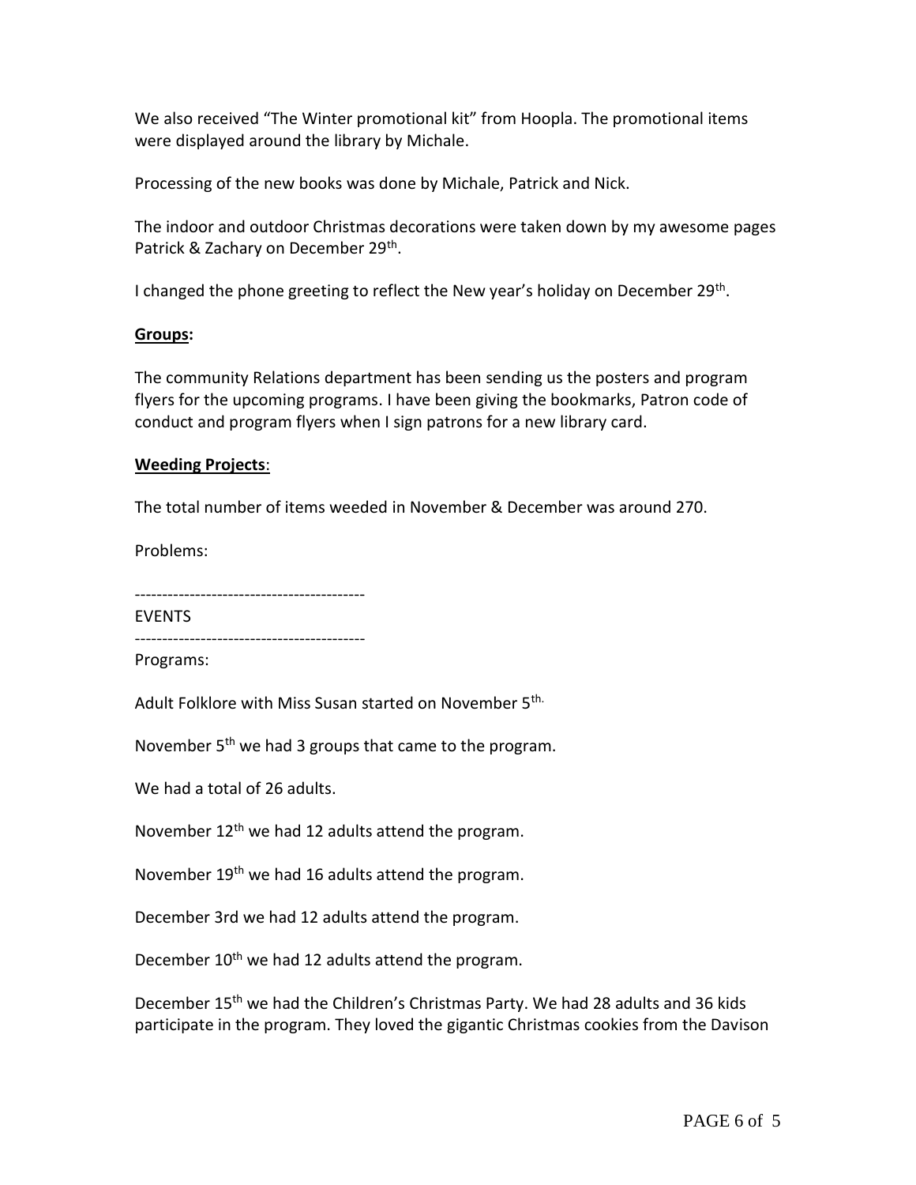We also received "The Winter promotional kit" from Hoopla. The promotional items were displayed around the library by Michale.

Processing of the new books was done by Michale, Patrick and Nick.

The indoor and outdoor Christmas decorations were taken down by my awesome pages Patrick & Zachary on December 29th.

I changed the phone greeting to reflect the New year's holiday on December 29th.

**Groups:**

The community Relations department has been sending us the posters and program flyers for the upcoming programs. I have been giving the bookmarks, Patron code of conduct and program flyers when I sign patrons for a new library card.

**Weeding Projects**:

The total number of items weeded in November & December was around 270.

Problems:

------------------------------------------

EVENTS

------------------------------------------

Programs:

Adult Folklore with Miss Susan started on November 5th.

November 5th we had 3 groups that came to the program.

We had a total of 26 adults.

November 12th we had 12 adults attend the program.

November 19th we had 16 adults attend the program.

December 3rd we had 12 adults attend the program.

December 10th we had 12 adults attend the program.

December 15th we had the Children's Christmas Party. We had 28 adults and 36 kids participate in the program. They loved the gigantic Christmas cookies from the Davison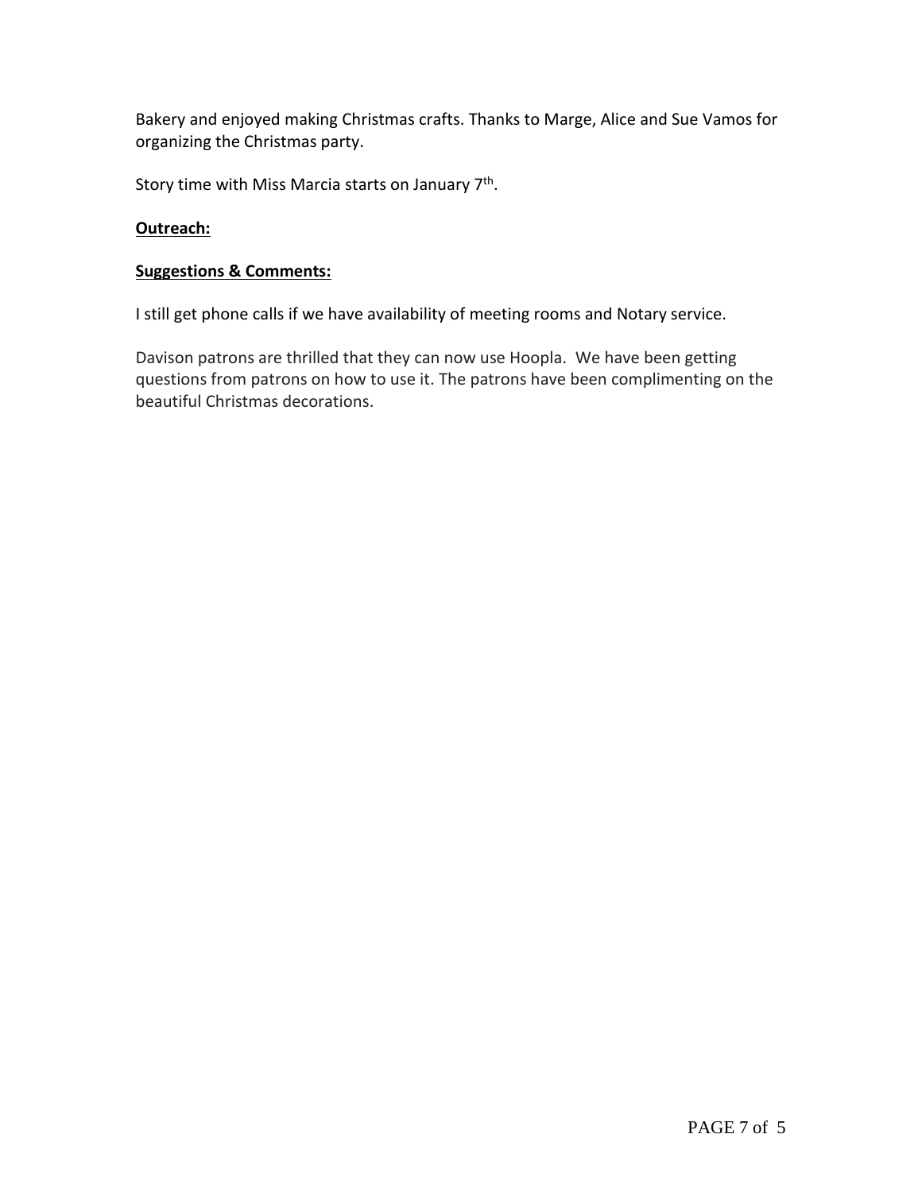Bakery and enjoyed making Christmas crafts. Thanks to Marge, Alice and Sue Vamos for organizing the Christmas party.

Story time with Miss Marcia starts on January 7th.

**Outreach:**

**Suggestions & Comments:**

I still get phone calls if we have availability of meeting rooms and Notary service.

Davison patrons are thrilled that they can now use Hoopla. We have been getting questions from patrons on how to use it. The patrons have been complimenting on the beautiful Christmas decorations.